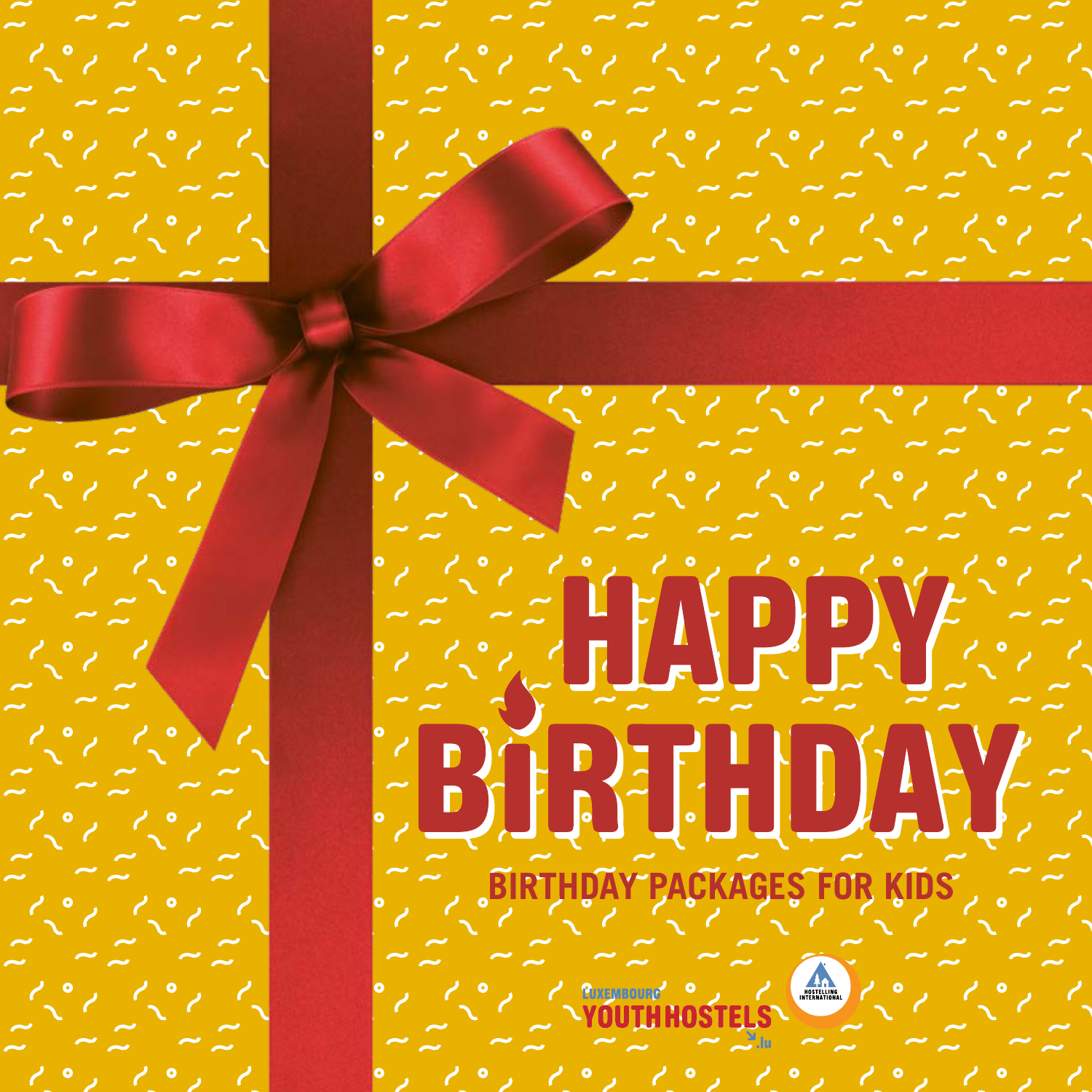# HAPPY BIRTHDAY

## BIRTHDAY PACKAGES FOR KIDS

LUXEMBOURG YOUTHHOSTELS .lu

HOSTELLING INTERNATIONAL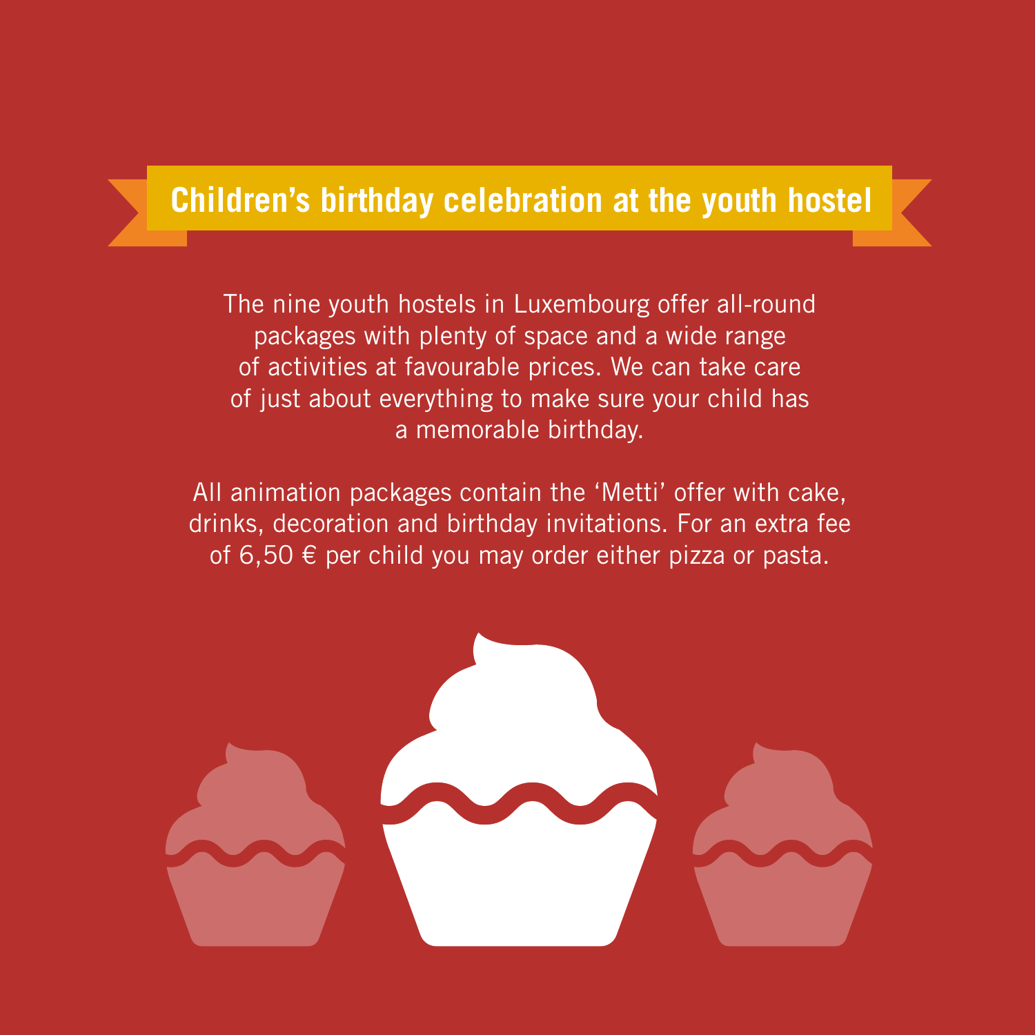# Children’s birthday celebration at the youth hostel

The nine youth hostels in Luxembourg offer all-round packages with plenty of space and a wide range of activities at favourable prices. We can take care of just about everything to make sure your child has a memorable birthday.

All animation packages contain the ‘Metti’ offer with cake, drinks, decoration and birthday invitations. For an extra fee of 6,50 € per child you may order either pizza or pasta.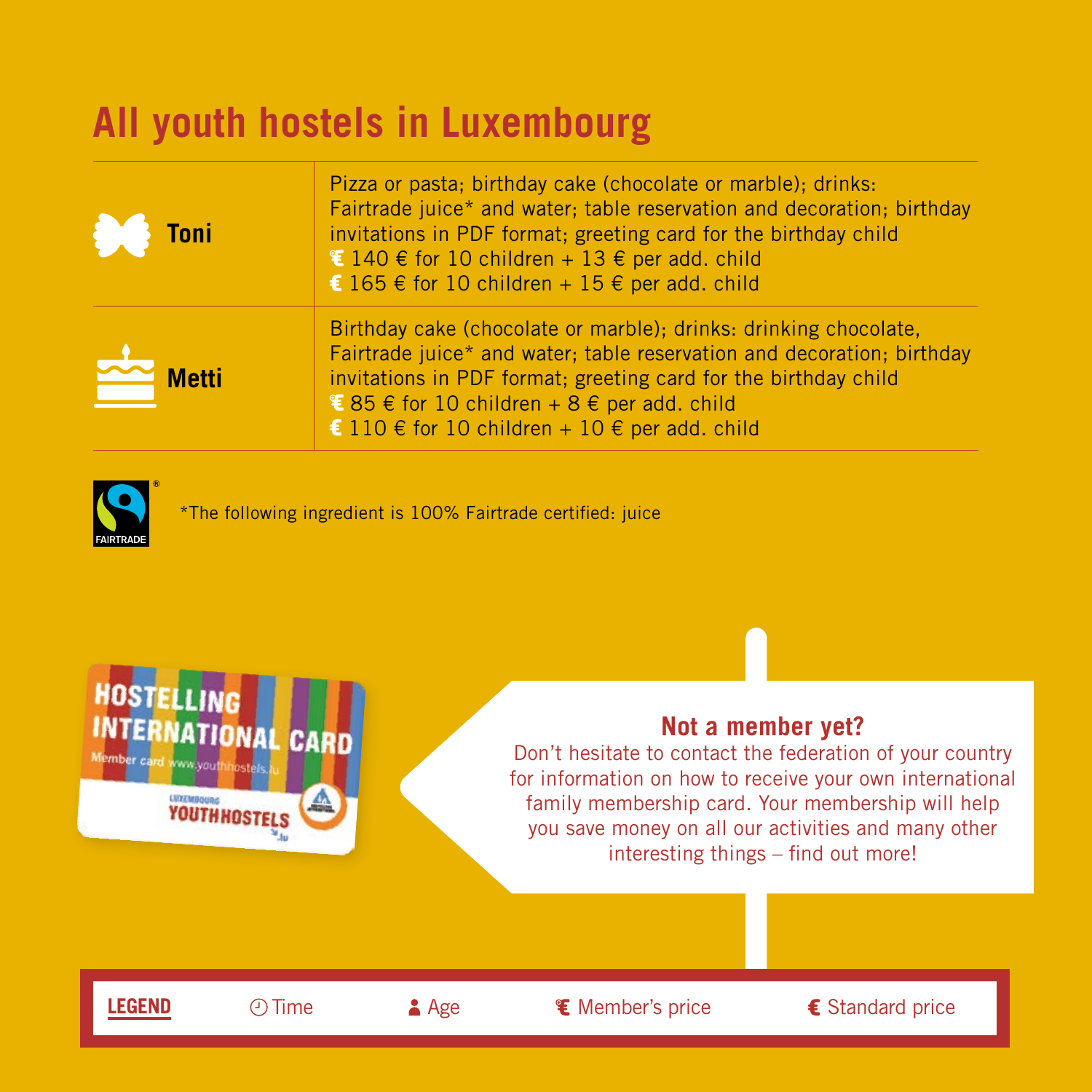# All youth hostels in Luxembourg

| | |
|---|---|
| **Toni** | Pizza or pasta; birthday cake (chocolate or marble); drinks: Fairtrade juice* and water; table reservation and decoration; birthday invitations in PDF format; greeting card for the birthday child<br>€ 140 € for 10 children + 13 € per add. child<br>€ 165 € for 10 children + 15 € per add. child |
| **Metti** | Birthday cake (chocolate or marble); drinks: drinking chocolate, Fairtrade juice* and water; table reservation and decoration; birthday invitations in PDF format; greeting card for the birthday child<br>€ 85 € for 10 children + 8 € per add. child<br>€ 110 € for 10 children + 10 € per add. child |

FAIRTRADE

*The following ingredient is 100% Fairtrade certified: juice

HOSTELLING INTERNATIONAL CARD
Member card www.youthhostels.lu
LUXEMBOURG YOUTHHOSTELS .lu

**Not a member yet?**

Don't hesitate to contact the federation of your country for information on how to receive your own international family membership card. Your membership will help you save money on all our activities and many other interesting things – find out more!

**LEGEND** | Time | Age | € Member's price | € Standard price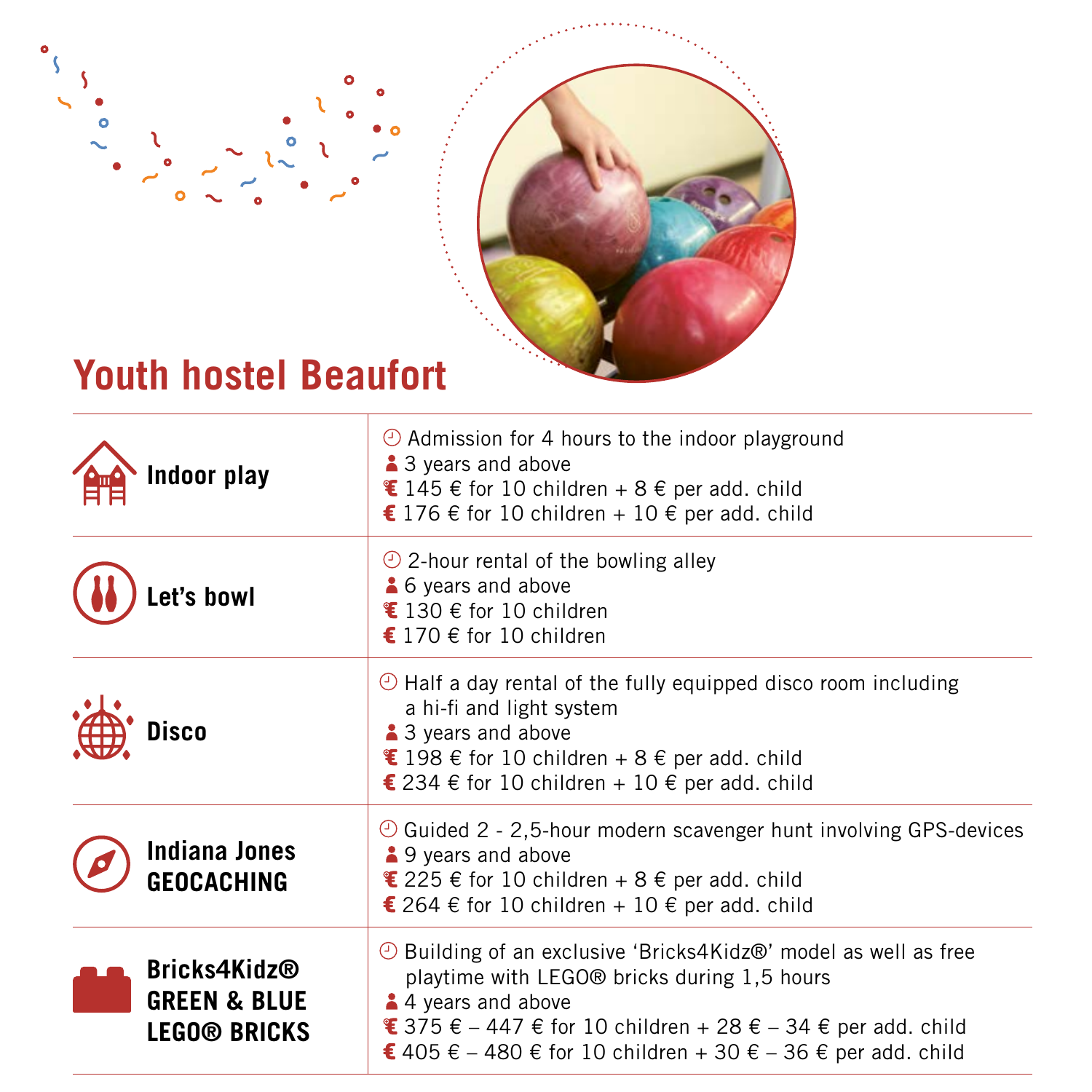# Youth hostel Beaufort

| Activity | Details |
|---|---|
| **Indoor play** | Admission for 4 hours to the indoor playground<br>3 years and above<br>145 € for 10 children + 8 € per add. child<br>176 € for 10 children + 10 € per add. child |
| **Let's bowl** | 2-hour rental of the bowling alley<br>6 years and above<br>130 € for 10 children<br>170 € for 10 children |
| **Disco** | Half a day rental of the fully equipped disco room including a hi-fi and light system<br>3 years and above<br>198 € for 10 children + 8 € per add. child<br>234 € for 10 children + 10 € per add. child |
| **Indiana Jones GEOCACHING** | Guided 2 - 2,5-hour modern scavenger hunt involving GPS-devices<br>9 years and above<br>225 € for 10 children + 8 € per add. child<br>264 € for 10 children + 10 € per add. child |
| **Bricks4Kidz® GREEN & BLUE LEGO® BRICKS** | Building of an exclusive 'Bricks4Kidz®' model as well as free playtime with LEGO® bricks during 1,5 hours<br>4 years and above<br>375 € – 447 € for 10 children + 28 € – 34 € per add. child<br>405 € – 480 € for 10 children + 30 € – 36 € per add. child |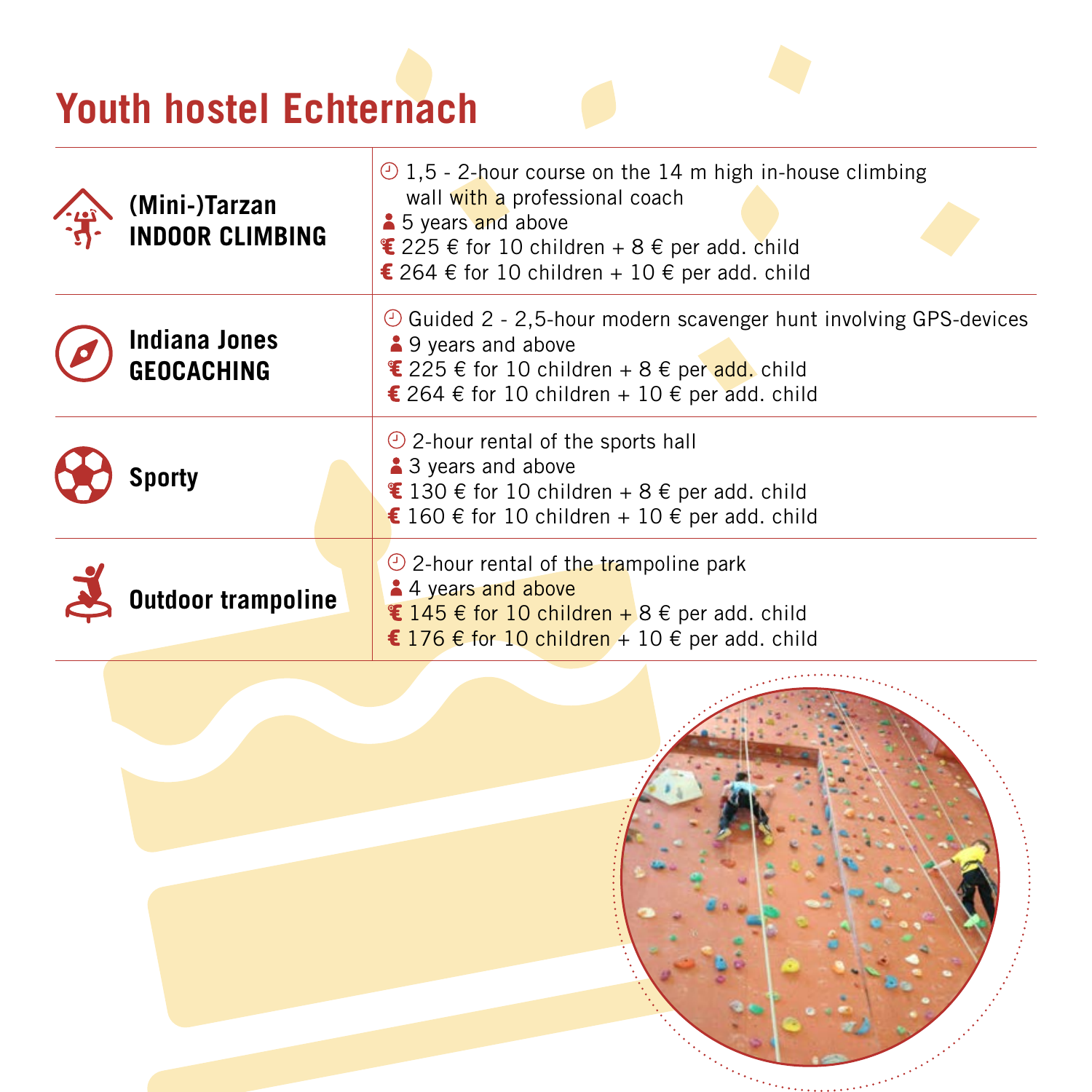# Youth hostel Echternach

| Activity | Details |
|---|---|
| **(Mini-)Tarzan INDOOR CLIMBING** | 1,5 - 2-hour course on the 14 m high in-house climbing wall with a professional coach<br>5 years and above<br>225 € for 10 children + 8 € per add. child<br>264 € for 10 children + 10 € per add. child |
| **Indiana Jones GEOCACHING** | Guided 2 - 2,5-hour modern scavenger hunt involving GPS-devices<br>9 years and above<br>225 € for 10 children + 8 € per add. child<br>264 € for 10 children + 10 € per add. child |
| **Sporty** | 2-hour rental of the sports hall<br>3 years and above<br>130 € for 10 children + 8 € per add. child<br>160 € for 10 children + 10 € per add. child |
| **Outdoor trampoline** | 2-hour rental of the trampoline park<br>4 years and above<br>145 € for 10 children + 8 € per add. child<br>176 € for 10 children + 10 € per add. child |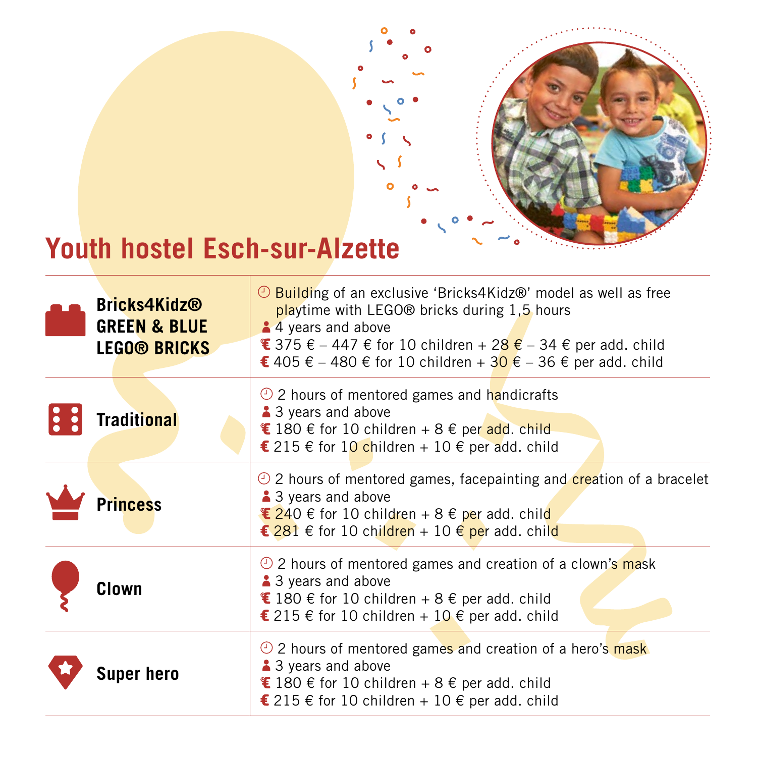# Youth hostel Esch-sur-Alzette

| | |
|---|---|
| **Bricks4Kidz® GREEN & BLUE LEGO® BRICKS** | Building of an exclusive ‘Bricks4Kidz®’ model as well as free playtime with LEGO® bricks during 1,5 hours<br>4 years and above<br>375 € – 447 € for 10 children + 28 € – 34 € per add. child<br>405 € – 480 € for 10 children + 30 € – 36 € per add. child |
| **Traditional** | 2 hours of mentored games and handicrafts<br>3 years and above<br>180 € for 10 children + 8 € per add. child<br>215 € for 10 children + 10 € per add. child |
| **Princess** | 2 hours of mentored games, facepainting and creation of a bracelet<br>3 years and above<br>240 € for 10 children + 8 € per add. child<br>281 € for 10 children + 10 € per add. child |
| **Clown** | 2 hours of mentored games and creation of a clown’s mask<br>3 years and above<br>180 € for 10 children + 8 € per add. child<br>215 € for 10 children + 10 € per add. child |
| **Super hero** | 2 hours of mentored games and creation of a hero’s mask<br>3 years and above<br>180 € for 10 children + 8 € per add. child<br>215 € for 10 children + 10 € per add. child |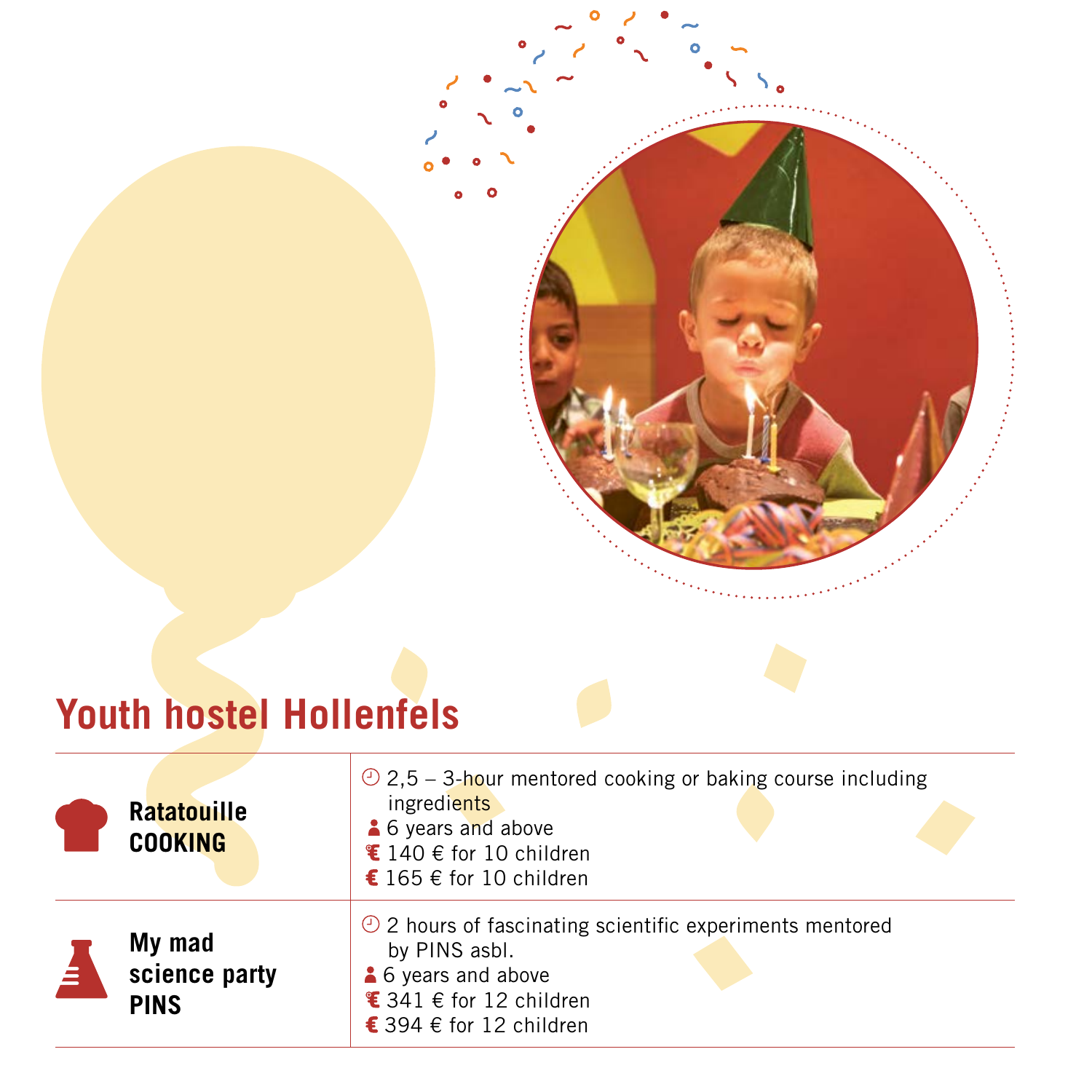## Youth hostel Hollenfels

| | |
|---|---|
| **Ratatouille COOKING** | 2,5 – 3-hour mentored cooking or baking course including ingredients<br>6 years and above<br>140 € for 10 children<br>165 € for 10 children |
| **My mad science party PINS** | 2 hours of fascinating scientific experiments mentored by PINS asbl.<br>6 years and above<br>341 € for 12 children<br>394 € for 12 children |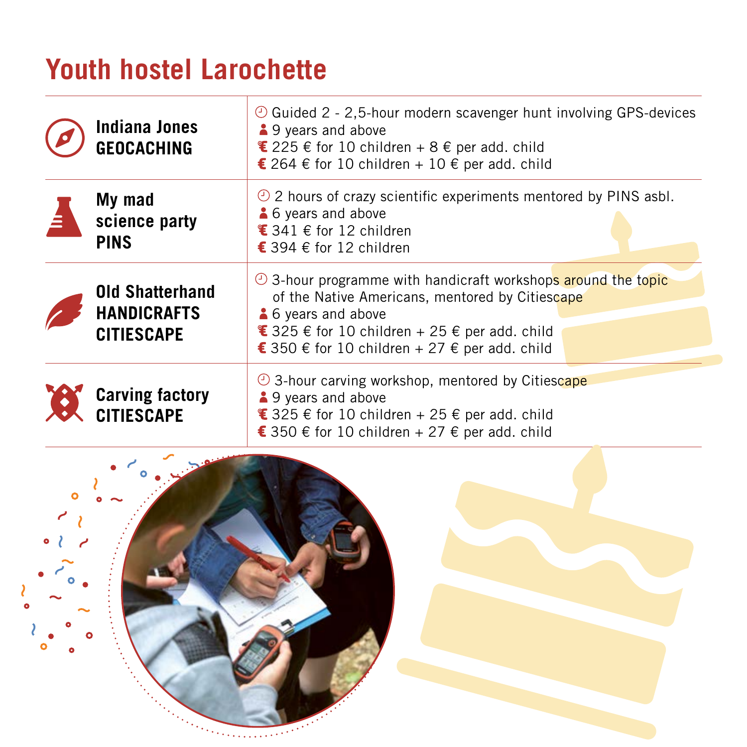# Youth hostel Larochette

| | |
|---|---|
| **Indiana Jones GEOCACHING** | Guided 2 - 2,5-hour modern scavenger hunt involving GPS-devices<br>9 years and above<br>225 € for 10 children + 8 € per add. child<br>264 € for 10 children + 10 € per add. child |
| **My mad science party PINS** | 2 hours of crazy scientific experiments mentored by PINS asbl.<br>6 years and above<br>341 € for 12 children<br>394 € for 12 children |
| **Old Shatterhand HANDICRAFTS CITIESCAPE** | 3-hour programme with handicraft workshops around the topic of the Native Americans, mentored by Citiescape<br>6 years and above<br>325 € for 10 children + 25 € per add. child<br>350 € for 10 children + 27 € per add. child |
| **Carving factory CITIESCAPE** | 3-hour carving workshop, mentored by Citiescape<br>9 years and above<br>325 € for 10 children + 25 € per add. child<br>350 € for 10 children + 27 € per add. child |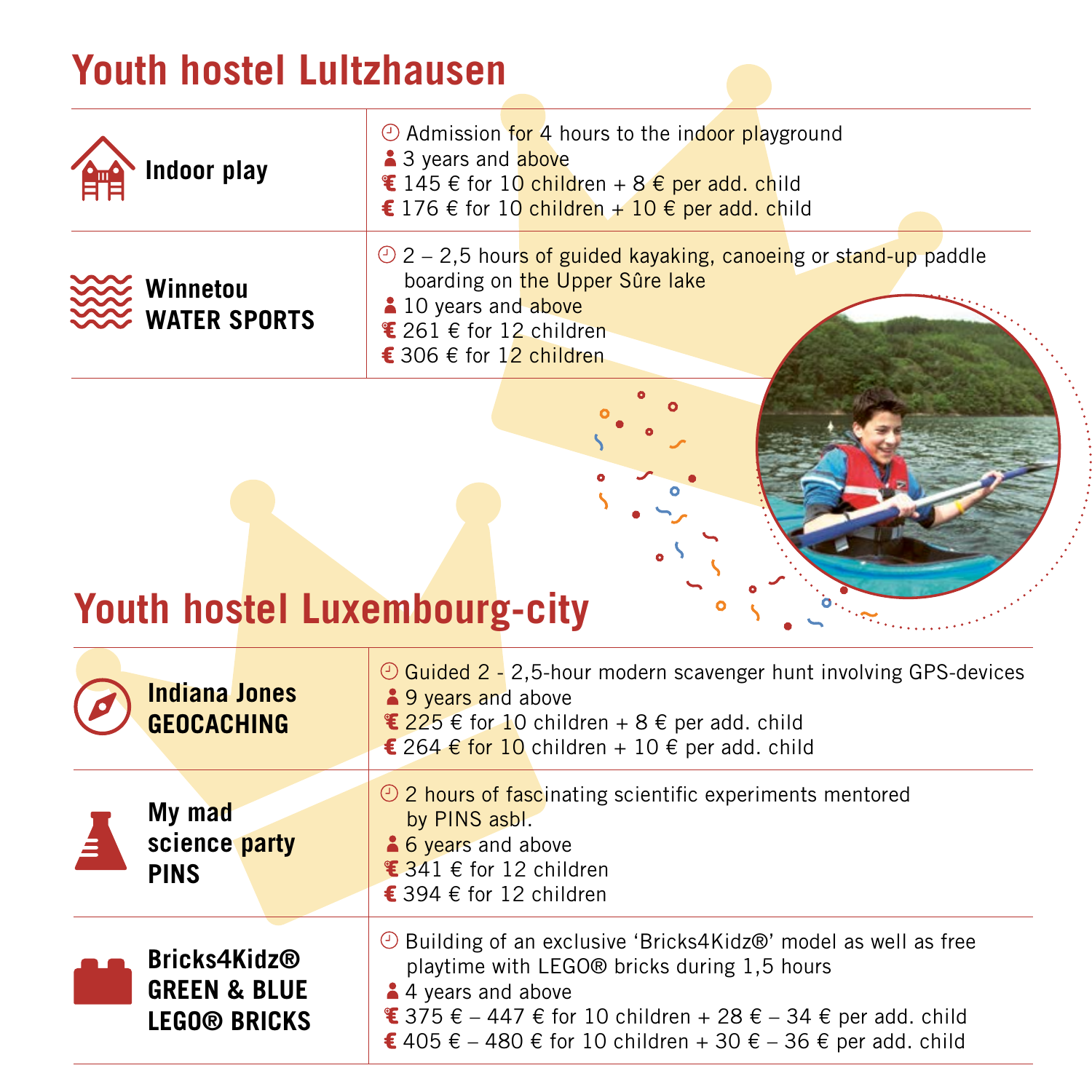# Youth hostel Lultzhausen

| | |
|---|---|
| **Indoor play** | Admission for 4 hours to the indoor playground<br>3 years and above<br>145 € for 10 children + 8 € per add. child<br>176 € for 10 children + 10 € per add. child |
| **Winnetou WATER SPORTS** | 2 – 2,5 hours of guided kayaking, canoeing or stand-up paddle boarding on the Upper Sûre lake<br>10 years and above<br>261 € for 12 children<br>306 € for 12 children |

# Youth hostel Luxembourg-city

| | |
|---|---|
| **Indiana Jones GEOCACHING** | Guided 2 - 2,5-hour modern scavenger hunt involving GPS-devices<br>9 years and above<br>225 € for 10 children + 8 € per add. child<br>264 € for 10 children + 10 € per add. child |
| **My mad science party PINS** | 2 hours of fascinating scientific experiments mentored by PINS asbl.<br>6 years and above<br>341 € for 12 children<br>394 € for 12 children |
| **Bricks4Kidz® GREEN & BLUE LEGO® BRICKS** | Building of an exclusive 'Bricks4Kidz®' model as well as free playtime with LEGO® bricks during 1,5 hours<br>4 years and above<br>375 € – 447 € for 10 children + 28 € – 34 € per add. child<br>405 € – 480 € for 10 children + 30 € – 36 € per add. child |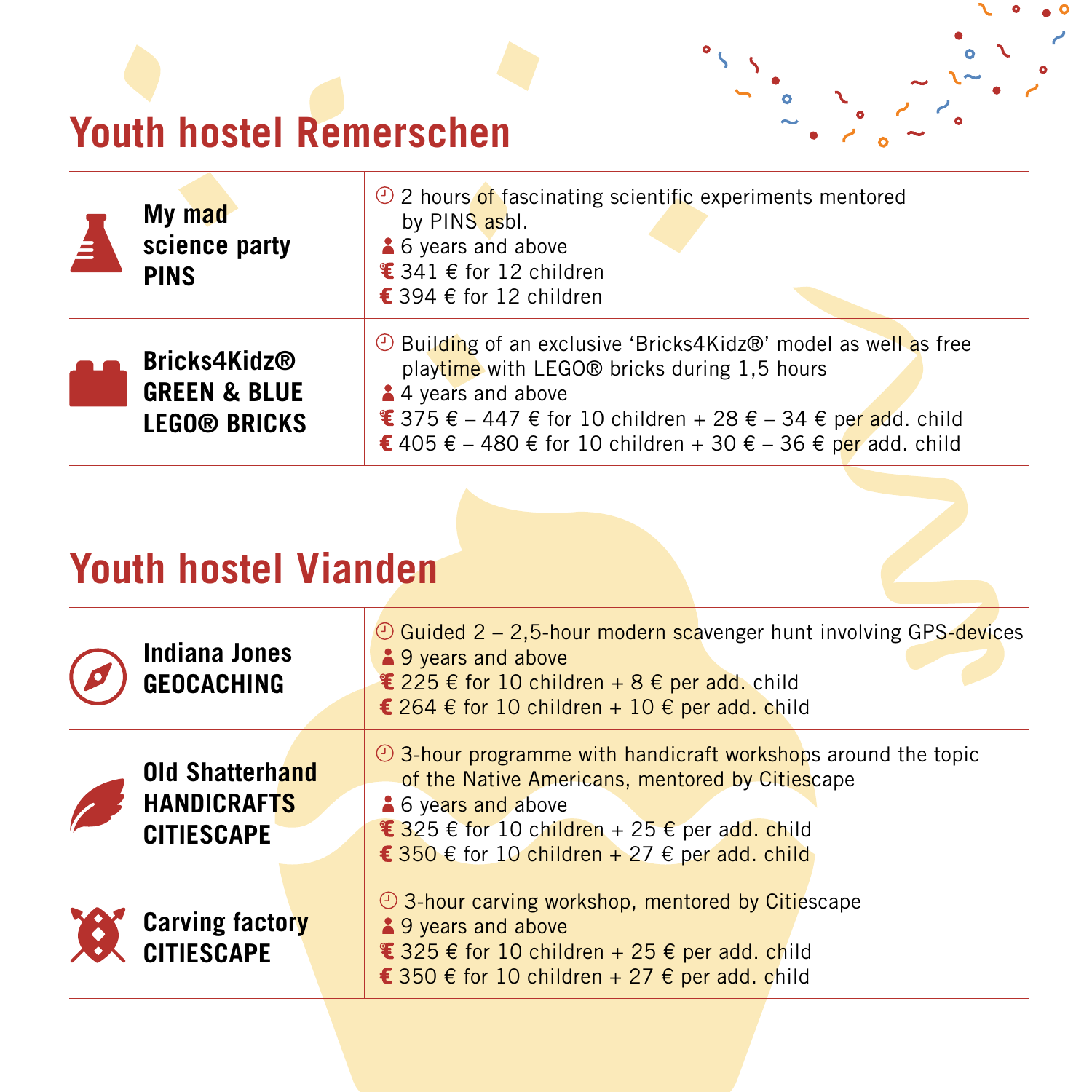## Youth hostel Remerschen

| | |
|---|---|
| **My mad science party PINS** | 2 hours of fascinating scientific experiments mentored by PINS asbl.<br>6 years and above<br>341 € for 12 children<br>394 € for 12 children |
| **Bricks4Kidz® GREEN & BLUE LEGO® BRICKS** | Building of an exclusive 'Bricks4Kidz®' model as well as free playtime with LEGO® bricks during 1,5 hours<br>4 years and above<br>375 € – 447 € for 10 children + 28 € – 34 € per add. child<br>405 € – 480 € for 10 children + 30 € – 36 € per add. child |

## Youth hostel Vianden

| | |
|---|---|
| **Indiana Jones GEOCACHING** | Guided 2 – 2,5-hour modern scavenger hunt involving GPS-devices<br>9 years and above<br>225 € for 10 children + 8 € per add. child<br>264 € for 10 children + 10 € per add. child |
| **Old Shatterhand HANDICRAFTS CITIESCAPE** | 3-hour programme with handicraft workshops around the topic of the Native Americans, mentored by Citiescape<br>6 years and above<br>325 € for 10 children + 25 € per add. child<br>350 € for 10 children + 27 € per add. child |
| **Carving factory CITIESCAPE** | 3-hour carving workshop, mentored by Citiescape<br>9 years and above<br>325 € for 10 children + 25 € per add. child<br>350 € for 10 children + 27 € per add. child |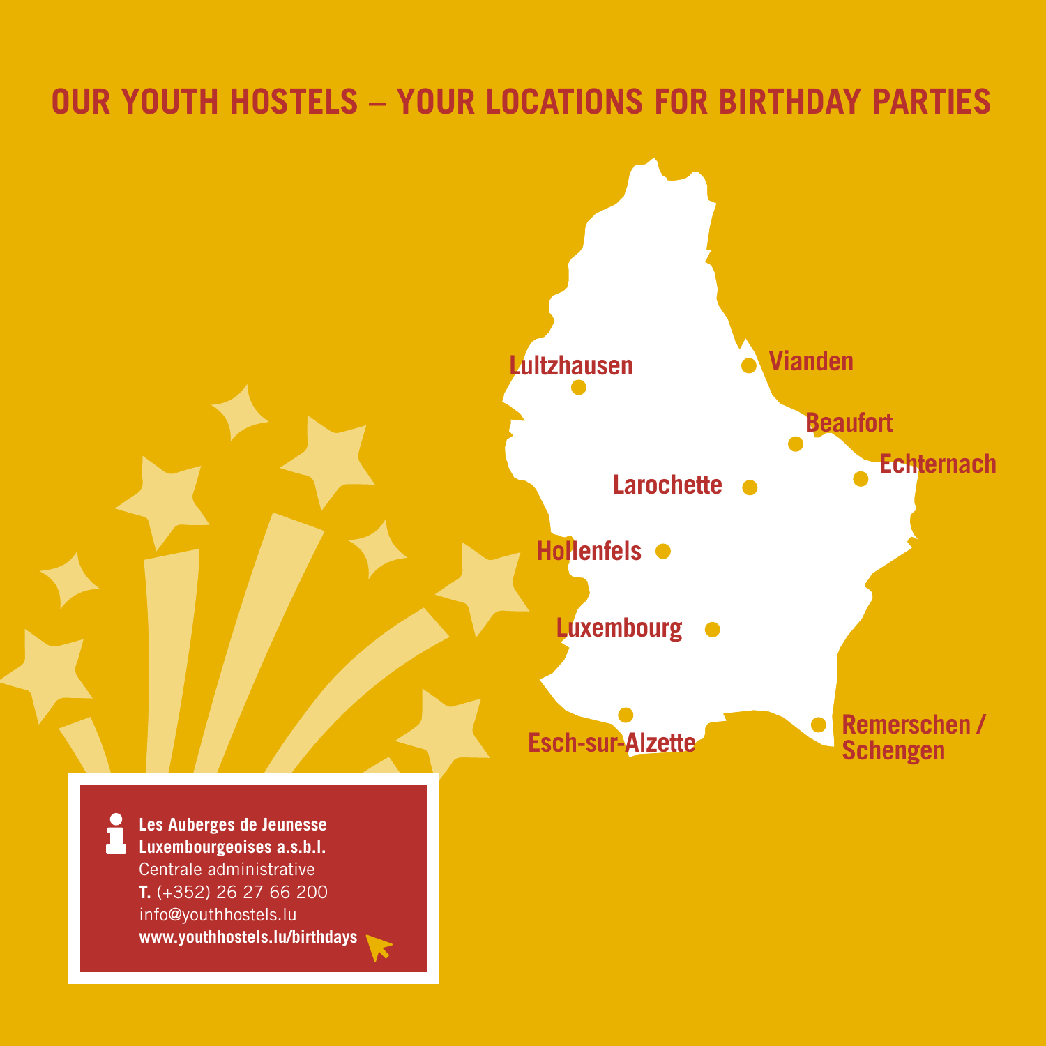# OUR YOUTH HOSTELS – YOUR LOCATIONS FOR BIRTHDAY PARTIES

Lultzhausen

Vianden

Beaufort

Echternach

Larochette

Hollenfels

Luxembourg

Esch-sur-Alzette

Remerschen / Schengen

**Les Auberges de Jeunesse Luxembourgeoises a.s.b.l.**
Centrale administrative
**T.** (+352) 26 27 66 200
info@youthhostels.lu
**www.youthhostels.lu/birthdays**